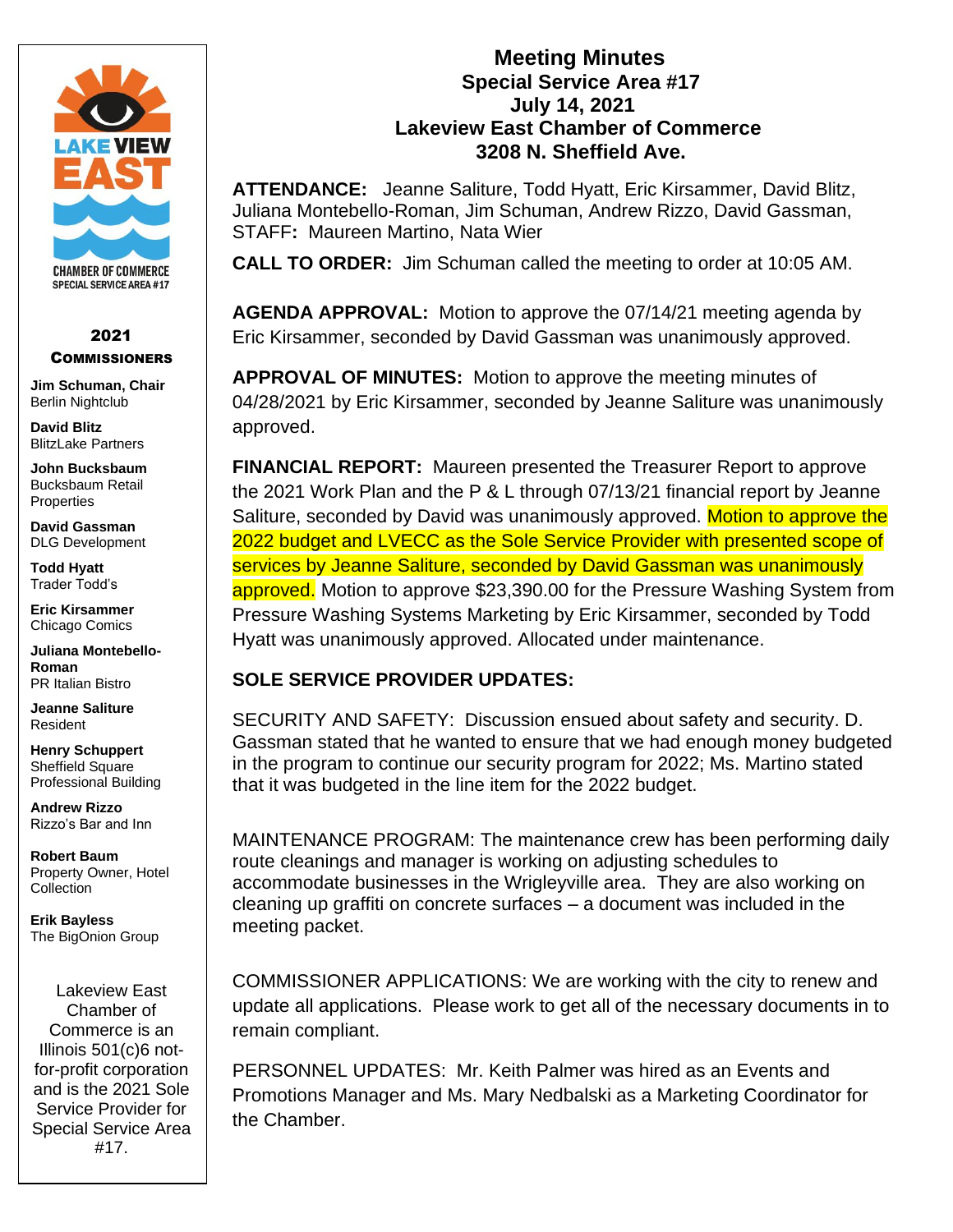# Meeting Minutes
## Special Service Area #17
## July 14, 2021
## Lakeview East Chamber of Commerce
## 3208 N. Sheffield Ave.

**ATTENDANCE:** Jeanne Saliture, Todd Hyatt, Eric Kirsammer, David Blitz, Juliana Montebello-Roman, Jim Schuman, Andrew Rizzo, David Gassman, STAFF**:** Maureen Martino, Nata Wier

**CALL TO ORDER:** Jim Schuman called the meeting to order at 10:05 AM.

**AGENDA APPROVAL:** Motion to approve the 07/14/21 meeting agenda by Eric Kirsammer, seconded by David Gassman was unanimously approved.

**APPROVAL OF MINUTES:** Motion to approve the meeting minutes of 04/28/2021 by Eric Kirsammer, seconded by Jeanne Saliture was unanimously approved.

**FINANCIAL REPORT:** Maureen presented the Treasurer Report to approve the 2021 Work Plan and the P & L through 07/13/21 financial report by Jeanne Saliture, seconded by David was unanimously approved. Motion to approve the 2022 budget and LVECC as the Sole Service Provider with presented scope of services by Jeanne Saliture, seconded by David Gassman was unanimously approved. Motion to approve $23,390.00 for the Pressure Washing System from Pressure Washing Systems Marketing by Eric Kirsammer, seconded by Todd Hyatt was unanimously approved. Allocated under maintenance.

**SOLE SERVICE PROVIDER UPDATES:**

SECURITY AND SAFETY: Discussion ensued about safety and security. D. Gassman stated that he wanted to ensure that we had enough money budgeted in the program to continue our security program for 2022; Ms. Martino stated that it was budgeted in the line item for the 2022 budget.

MAINTENANCE PROGRAM: The maintenance crew has been performing daily route cleanings and manager is working on adjusting schedules to accommodate businesses in the Wrigleyville area. They are also working on cleaning up graffiti on concrete surfaces – a document was included in the meeting packet.

COMMISSIONER APPLICATIONS: We are working with the city to renew and update all applications. Please work to get all of the necessary documents in to remain compliant.

PERSONNEL UPDATES: Mr. Keith Palmer was hired as an Events and Promotions Manager and Ms. Mary Nedbalski as a Marketing Coordinator for the Chamber.

---

LAKE VIEW EAST
CHAMBER OF COMMERCE
SPECIAL SERVICE AREA #17

**2021 COMMISSIONERS**

**Jim Schuman, Chair**
Berlin Nightclub

**David Blitz**
BlitzLake Partners

**John Bucksbaum**
Bucksbaum Retail Properties

**David Gassman**
DLG Development

**Todd Hyatt**
Trader Todd's

**Eric Kirsammer**
Chicago Comics

**Juliana Montebello-Roman**
PR Italian Bistro

**Jeanne Saliture**
Resident

**Henry Schuppert**
Sheffield Square Professional Building

**Andrew Rizzo**
Rizzo's Bar and Inn

**Robert Baum**
Property Owner, Hotel Collection

**Erik Bayless**
The BigOnion Group

Lakeview East Chamber of Commerce is an Illinois 501(c)6 not-for-profit corporation and is the 2021 Sole Service Provider for Special Service Area #17.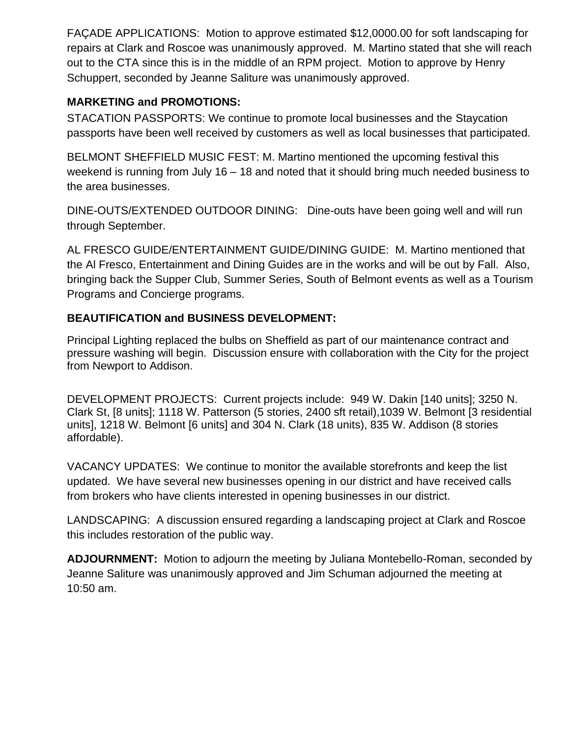FAÇADE APPLICATIONS:  Motion to approve estimated $12,0000.00 for soft landscaping for repairs at Clark and Roscoe was unanimously approved.  M. Martino stated that she will reach out to the CTA since this is in the middle of an RPM project.  Motion to approve by Henry Schuppert, seconded by Jeanne Saliture was unanimously approved.

**MARKETING and PROMOTIONS:**

STACATION PASSPORTS: We continue to promote local businesses and the Staycation passports have been well received by customers as well as local businesses that participated.

BELMONT SHEFFIELD MUSIC FEST: M. Martino mentioned the upcoming festival this weekend is running from July 16 – 18 and noted that it should bring much needed business to the area businesses.

DINE-OUTS/EXTENDED OUTDOOR DINING:   Dine-outs have been going well and will run through September.

AL FRESCO GUIDE/ENTERTAINMENT GUIDE/DINING GUIDE:  M. Martino mentioned that the Al Fresco, Entertainment and Dining Guides are in the works and will be out by Fall.  Also, bringing back the Supper Club, Summer Series, South of Belmont events as well as a Tourism Programs and Concierge programs.

**BEAUTIFICATION and BUSINESS DEVELOPMENT:**

Principal Lighting replaced the bulbs on Sheffield as part of our maintenance contract and pressure washing will begin.  Discussion ensure with collaboration with the City for the project from Newport to Addison.

DEVELOPMENT PROJECTS:  Current projects include:  949 W. Dakin [140 units]; 3250 N. Clark St, [8 units]; 1118 W. Patterson (5 stories, 2400 sft retail),1039 W. Belmont [3 residential units], 1218 W. Belmont [6 units] and 304 N. Clark (18 units), 835 W. Addison (8 stories affordable).

VACANCY UPDATES:  We continue to monitor the available storefronts and keep the list updated.  We have several new businesses opening in our district and have received calls from brokers who have clients interested in opening businesses in our district.

LANDSCAPING:  A discussion ensured regarding a landscaping project at Clark and Roscoe this includes restoration of the public way.

**ADJOURNMENT:**  Motion to adjourn the meeting by Juliana Montebello-Roman, seconded by Jeanne Saliture was unanimously approved and Jim Schuman adjourned the meeting at 10:50 am.